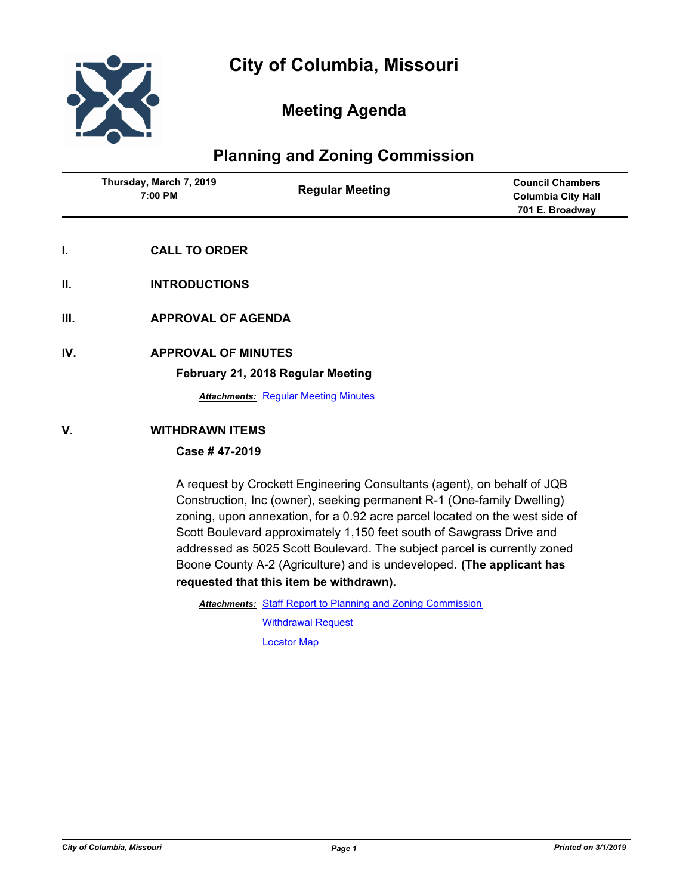# City of Columbia, Missouri

## Meeting Agenda

## Planning and Zoning Commission

| Thursday, March 7, 2019<br>7:00 PM | Regular Meeting | Council Chambers<br>Columbia City Hall<br>701 E. Broadway |
|---|---|---|

### I. CALL TO ORDER

### II. INTRODUCTIONS

### III. APPROVAL OF AGENDA

### IV. APPROVAL OF MINUTES

**February 21, 2018 Regular Meeting**

***Attachments:*** Regular Meeting Minutes

### V. WITHDRAWN ITEMS

**Case # 47-2019**

A request by Crockett Engineering Consultants (agent), on behalf of JQB Construction, Inc (owner), seeking permanent R-1 (One-family Dwelling) zoning, upon annexation, for a 0.92 acre parcel located on the west side of Scott Boulevard approximately 1,150 feet south of Sawgrass Drive and addressed as 5025 Scott Boulevard. The subject parcel is currently zoned Boone County A-2 (Agriculture) and is undeveloped. **(The applicant has requested that this item be withdrawn).**

***Attachments:*** Staff Report to Planning and Zoning Commission

Withdrawal Request

Locator Map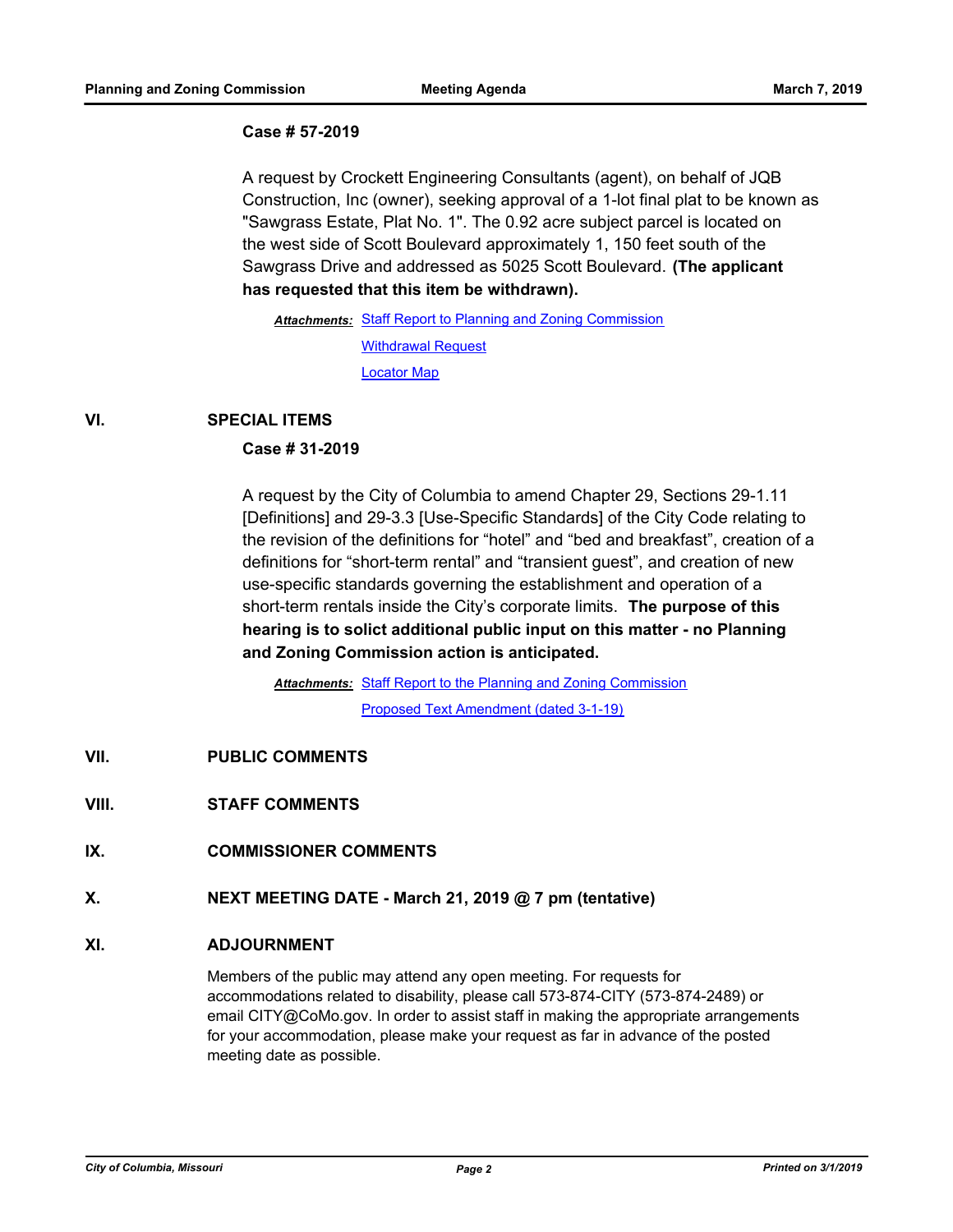**Case # 57-2019**

A request by Crockett Engineering Consultants (agent), on behalf of JQB Construction, Inc (owner), seeking approval of a 1-lot final plat to be known as "Sawgrass Estate, Plat No. 1". The 0.92 acre subject parcel is located on the west side of Scott Boulevard approximately 1, 150 feet south of the Sawgrass Drive and addressed as 5025 Scott Boulevard. **(The applicant has requested that this item be withdrawn).**

***Attachments:*** Staff Report to Planning and Zoning Commission
Withdrawal Request
Locator Map

## VI. SPECIAL ITEMS

**Case # 31-2019**

A request by the City of Columbia to amend Chapter 29, Sections 29-1.11 [Definitions] and 29-3.3 [Use-Specific Standards] of the City Code relating to the revision of the definitions for "hotel" and "bed and breakfast", creation of a definitions for "short-term rental" and "transient guest", and creation of new use-specific standards governing the establishment and operation of a short-term rentals inside the City's corporate limits. **The purpose of this hearing is to solicit additional public input on this matter - no Planning and Zoning Commission action is anticipated.**

***Attachments:*** Staff Report to the Planning and Zoning Commission
Proposed Text Amendment (dated 3-1-19)

## VII. PUBLIC COMMENTS

## VIII. STAFF COMMENTS

## IX. COMMISSIONER COMMENTS

## X. NEXT MEETING DATE - March 21, 2019 @ 7 pm (tentative)

## XI. ADJOURNMENT

Members of the public may attend any open meeting. For requests for accommodations related to disability, please call 573-874-CITY (573-874-2489) or email CITY@CoMo.gov. In order to assist staff in making the appropriate arrangements for your accommodation, please make your request as far in advance of the posted meeting date as possible.